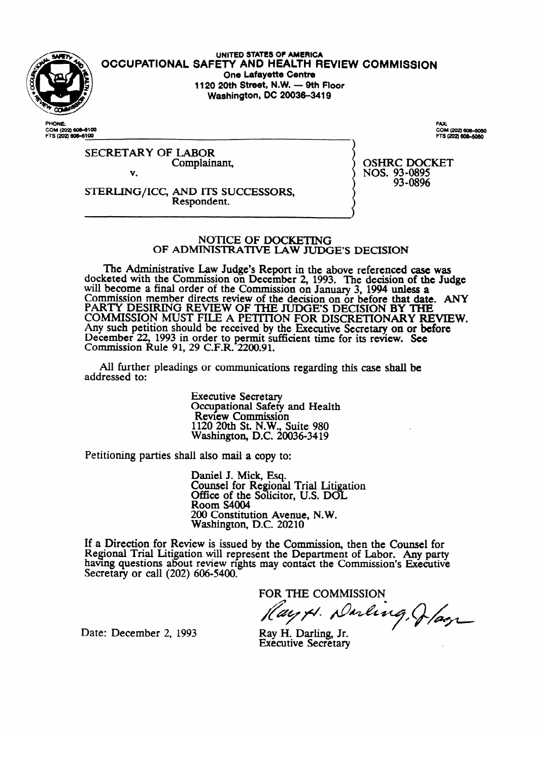UNITED STATES OF AMERICA

# OCCUPATIONAL SAFETY AND HEALTH REVIEW COMMISSION

One Lafayette Centre
1120 20th Street, N.W. — 9th Floor
Washington, DC 20036-3419

PHONE:
COM (202) 606-5100
FTS (202) 606-5100

FAX:
COM (202) 606-5050
FTS (202) 606-5050

SECRETARY OF LABOR
Complainant,

v.

STERLING/ICC, AND ITS SUCCESSORS,
Respondent.

OSHRC DOCKET
NOS. 93-0895
93-0896

## NOTICE OF DOCKETING OF ADMINISTRATIVE LAW JUDGE'S DECISION

The Administrative Law Judge's Report in the above referenced case was docketed with the Commission on December 2, 1993. The decision of the Judge will become a final order of the Commission on January 3, 1994 unless a Commission member directs review of the decision on or before that date. ANY PARTY DESIRING REVIEW OF THE JUDGE'S DECISION BY THE COMMISSION MUST FILE A PETITION FOR DISCRETIONARY REVIEW. Any such petition should be received by the Executive Secretary on or before December 22, 1993 in order to permit sufficient time for its review. See Commission Rule 91, 29 C.F.R. 2200.91.

All further pleadings or communications regarding this case shall be addressed to:

Executive Secretary
Occupational Safety and Health
Review Commission
1120 20th St. N.W., Suite 980
Washington, D.C. 20036-3419

Petitioning parties shall also mail a copy to:

Daniel J. Mick, Esq.
Counsel for Regional Trial Litigation
Office of the Solicitor, U.S. DOL
Room S4004
200 Constitution Avenue, N.W.
Washington, D.C. 20210

If a Direction for Review is issued by the Commission, then the Counsel for Regional Trial Litigation will represent the Department of Labor. Any party having questions about review rights may contact the Commission's Executive Secretary or call (202) 606-5400.

FOR THE COMMISSION

Ray H. Darling, Jr.
Executive Secretary

Date: December 2, 1993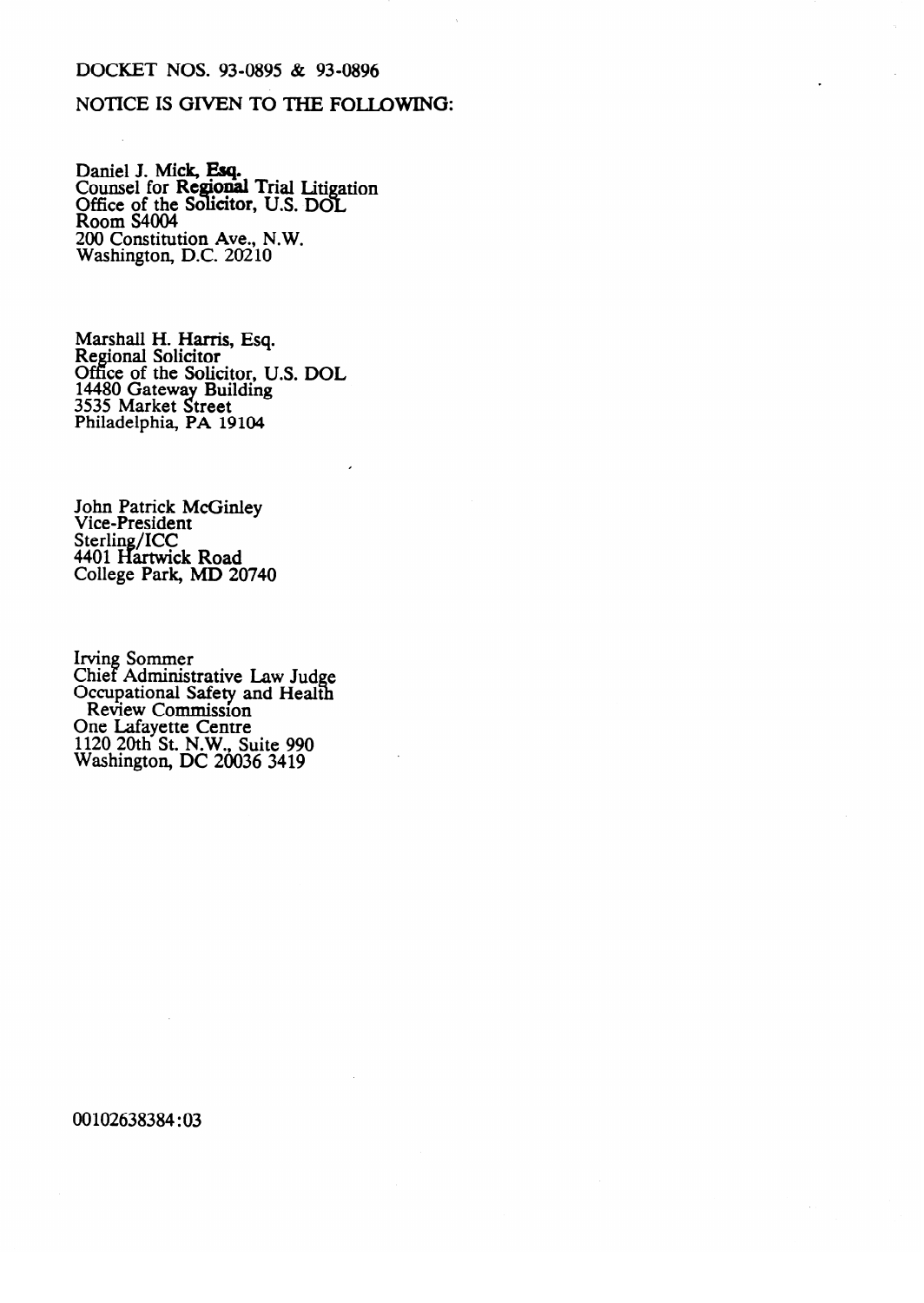DOCKET NOS. 93-0895 & 93-0896

NOTICE IS GIVEN TO THE FOLLOWING:

Daniel J. Mick, Esq.
Counsel for Regional Trial Litigation
Office of the Solicitor, U.S. DOL
Room S4004
200 Constitution Ave., N.W.
Washington, D.C. 20210

Marshall H. Harris, Esq.
Regional Solicitor
Office of the Solicitor, U.S. DOL
14480 Gateway Building
3535 Market Street
Philadelphia, PA 19104

John Patrick McGinley
Vice-President
Sterling/ICC
4401 Hartwick Road
College Park, MD 20740

Irving Sommer
Chief Administrative Law Judge
Occupational Safety and Health
Review Commission
One Lafayette Centre
1120 20th St. N.W., Suite 990
Washington, DC 20036 3419

00102638384:03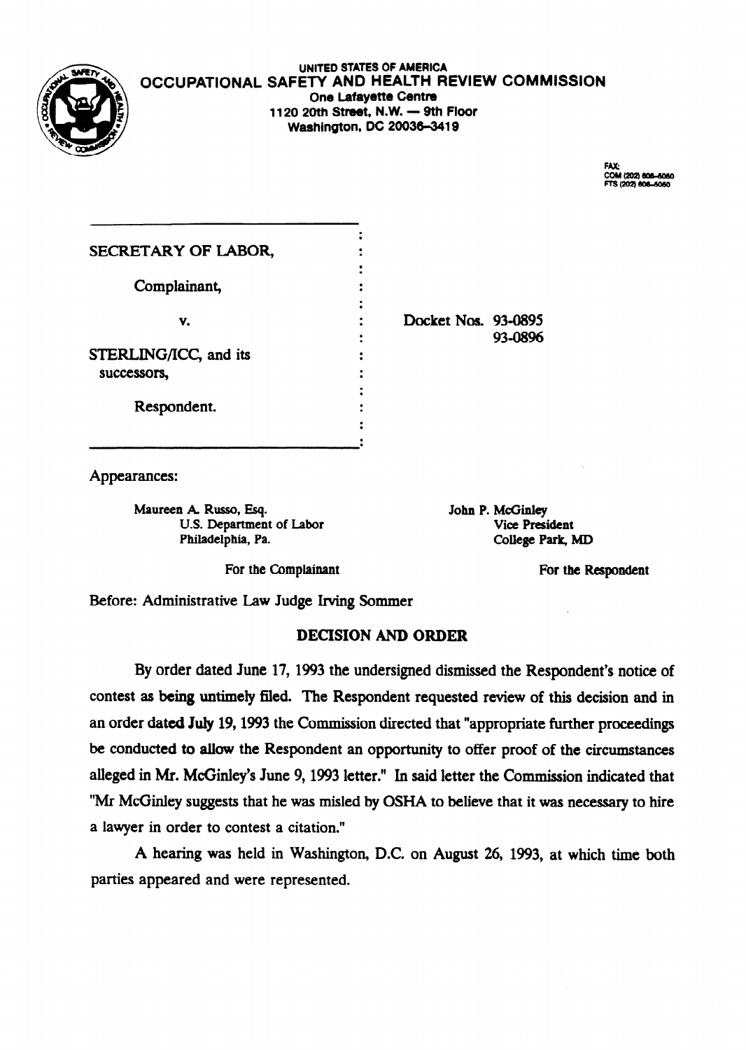UNITED STATES OF AMERICA
OCCUPATIONAL SAFETY AND HEALTH REVIEW COMMISSION
One Lafayette Centre
1120 20th Street, N.W. — 9th Floor
Washington, DC 20036-3419

FAX:
COM (202) 606-5050
FTS (202) 606-5050

SECRETARY OF LABOR,

Complainant,

v.

STERLING/ICC, and its successors,

Respondent.

Docket Nos. 93-0895
93-0896

Appearances:

Maureen A. Russo, Esq.
U.S. Department of Labor
Philadelphia, Pa.

For the Complainant

John P. McGinley
Vice President
College Park, MD

For the Respondent

Before: Administrative Law Judge Irving Sommer

## DECISION AND ORDER

By order dated June 17, 1993 the undersigned dismissed the Respondent's notice of contest as being untimely filed. The Respondent requested review of this decision and in an order dated July 19, 1993 the Commission directed that "appropriate further proceedings be conducted to allow the Respondent an opportunity to offer proof of the circumstances alleged in Mr. McGinley's June 9, 1993 letter." In said letter the Commission indicated that "Mr McGinley suggests that he was misled by OSHA to believe that it was necessary to hire a lawyer in order to contest a citation."

A hearing was held in Washington, D.C. on August 26, 1993, at which time both parties appeared and were represented.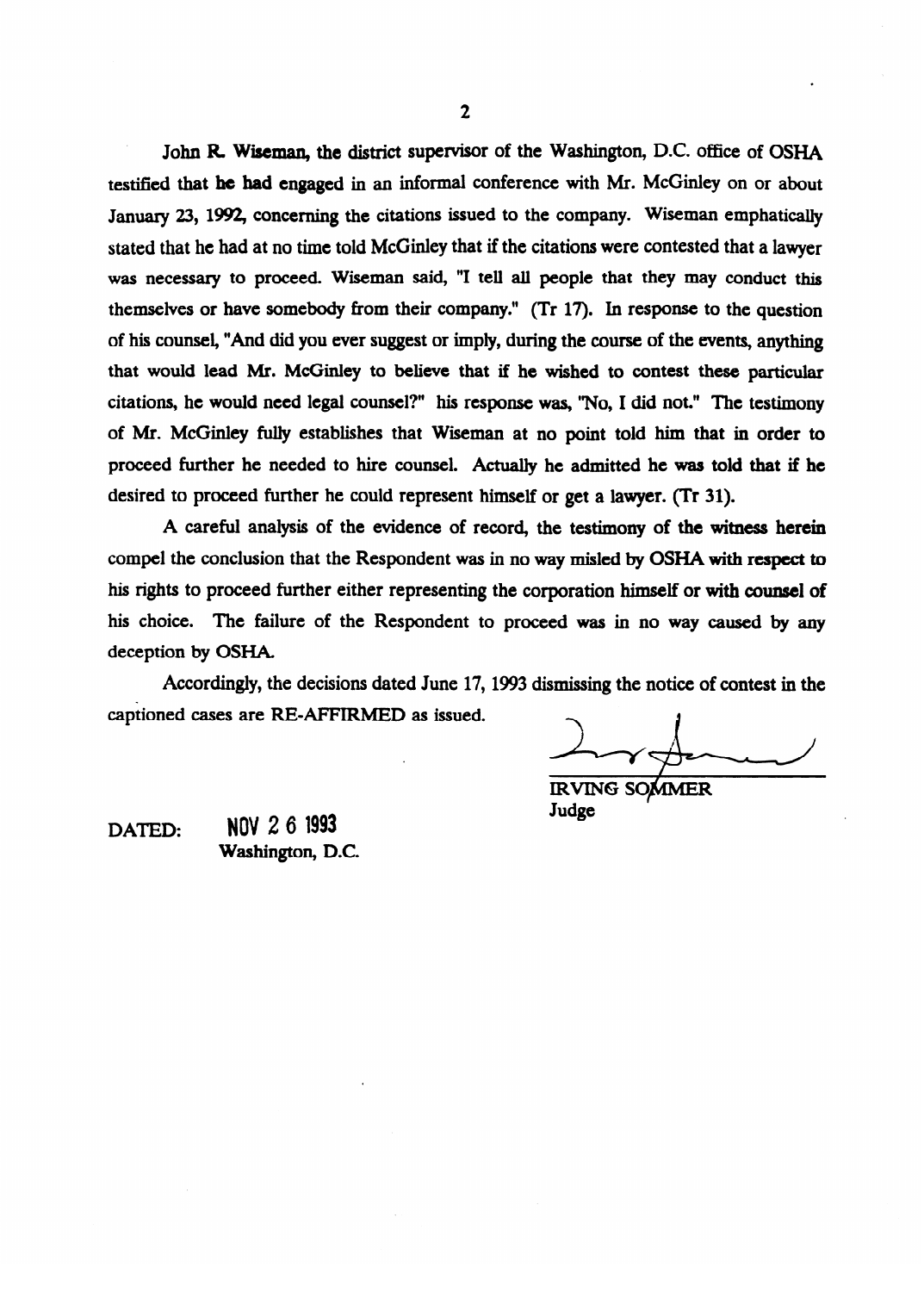John R. Wiseman, the district supervisor of the Washington, D.C. office of OSHA testified that he had engaged in an informal conference with Mr. McGinley on or about January 23, 1992, concerning the citations issued to the company. Wiseman emphatically stated that he had at no time told McGinley that if the citations were contested that a lawyer was necessary to proceed. Wiseman said, "I tell all people that they may conduct this themselves or have somebody from their company." (Tr 17). In response to the question of his counsel, "And did you ever suggest or imply, during the course of the events, anything that would lead Mr. McGinley to believe that if he wished to contest these particular citations, he would need legal counsel?" his response was, "No, I did not." The testimony of Mr. McGinley fully establishes that Wiseman at no point told him that in order to proceed further he needed to hire counsel. Actually he admitted he was told that if he desired to proceed further he could represent himself or get a lawyer. (Tr 31).

A careful analysis of the evidence of record, the testimony of the witness herein compel the conclusion that the Respondent was in no way misled by OSHA with respect to his rights to proceed further either representing the corporation himself or with counsel of his choice. The failure of the Respondent to proceed was in no way caused by any deception by OSHA.

Accordingly, the decisions dated June 17, 1993 dismissing the notice of contest in the captioned cases are RE-AFFIRMED as issued.

IRVING SOMMER
Judge

DATED: NOV 2 6 1993
Washington, D.C.